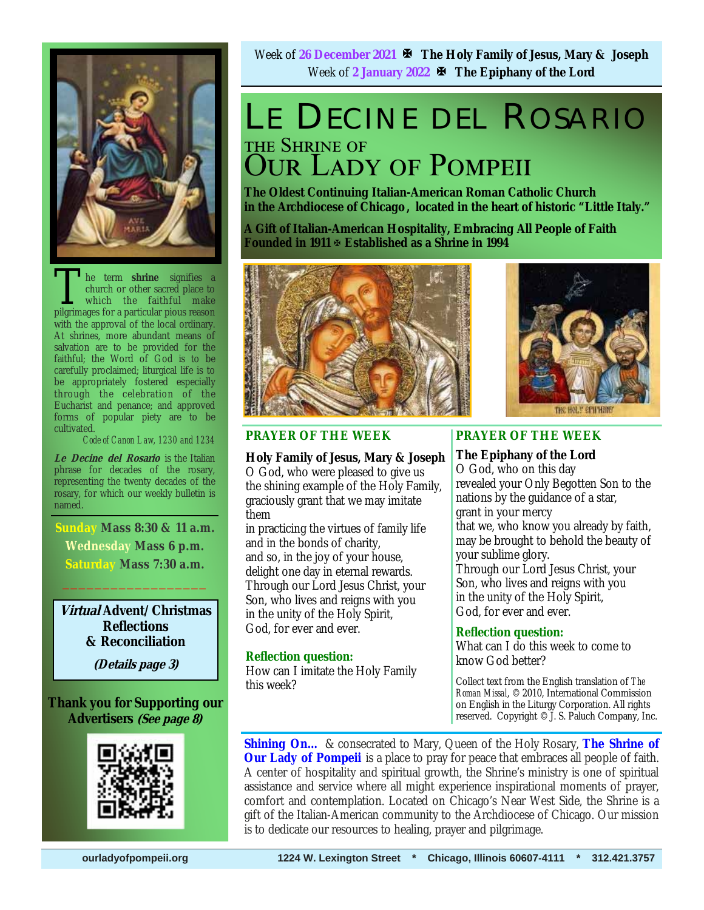Week of 26 December 2021 ✠ **The Holy Family of Jesus, Mary & Joseph**
Week of 2 January 2022 ✠ **The Epiphany of the Lord**

# LE DECINE DEL ROSARIO

## THE SHRINE OF OUR LADY OF POMPEII

**The Oldest Continuing Italian-American Roman Catholic Church in the Archdiocese of Chicago, located in the heart of historic "Little Italy."**

**A Gift of Italian-American Hospitality, Embracing All People of Faith**
**Founded in 1911 ✠ Established as a Shrine in 1994**

The term **shrine** signifies a church or other sacred place to which the faithful make pilgrimages for a particular pious reason with the approval of the local ordinary. At shrines, more abundant means of salvation are to be provided for the faithful; the Word of God is to be carefully proclaimed; liturgical life is to be appropriately fostered especially through the celebration of the Eucharist and penance; and approved forms of popular piety are to be cultivated.

*Code of Canon Law, 1230 and 1234*

***Le Decine del Rosario*** is the Italian phrase for decades of the rosary, representing the twenty decades of the rosary, for which our weekly bulletin is named.

**Sunday Mass 8:30 & 11 a.m.**
**Wednesday Mass 6 p.m.**
**Saturday Mass 7:30 a.m.**

**_Virtual_ Advent/Christmas Reflections & Reconciliation**
***(Details page 3)***

**Thank you for Supporting our Advertisers *(See page 8)***

### PRAYER OF THE WEEK

**Holy Family of Jesus, Mary & Joseph**
O God, who were pleased to give us
the shining example of the Holy Family,
graciously grant that we may imitate them
in practicing the virtues of family life
and in the bonds of charity,
and so, in the joy of your house,
delight one day in eternal rewards.
Through our Lord Jesus Christ, your Son, who lives and reigns with you
in the unity of the Holy Spirit,
God, for ever and ever.

**Reflection question:**
How can I imitate the Holy Family this week?

### PRAYER OF THE WEEK

**The Epiphany of the Lord**
O God, who on this day
revealed your Only Begotten Son to the nations by the guidance of a star,
grant in your mercy
that we, who know you already by faith,
may be brought to behold the beauty of your sublime glory.
Through our Lord Jesus Christ, your Son, who lives and reigns with you
in the unity of the Holy Spirit,
God, for ever and ever.

**Reflection question:**
What can I do this week to come to know God better?

Collect text from the English translation of *The Roman Missal*, © 2010, International Commission on English in the Liturgy Corporation. All rights reserved. Copyright © J. S. Paluch Company, Inc.

**Shining On...** & consecrated to Mary, Queen of the Holy Rosary, **The Shrine of Our Lady of Pompeii** is a place to pray for peace that embraces all people of faith. A center of hospitality and spiritual growth, the Shrine's ministry is one of spiritual assistance and service where all might experience inspirational moments of prayer, comfort and contemplation. Located on Chicago's Near West Side, the Shrine is a gift of the Italian-American community to the Archdiocese of Chicago. Our mission is to dedicate our resources to healing, prayer and pilgrimage.

**ourladyofpompeii.org** 1224 W. Lexington Street * Chicago, Illinois 60607-4111 * 312.421.3757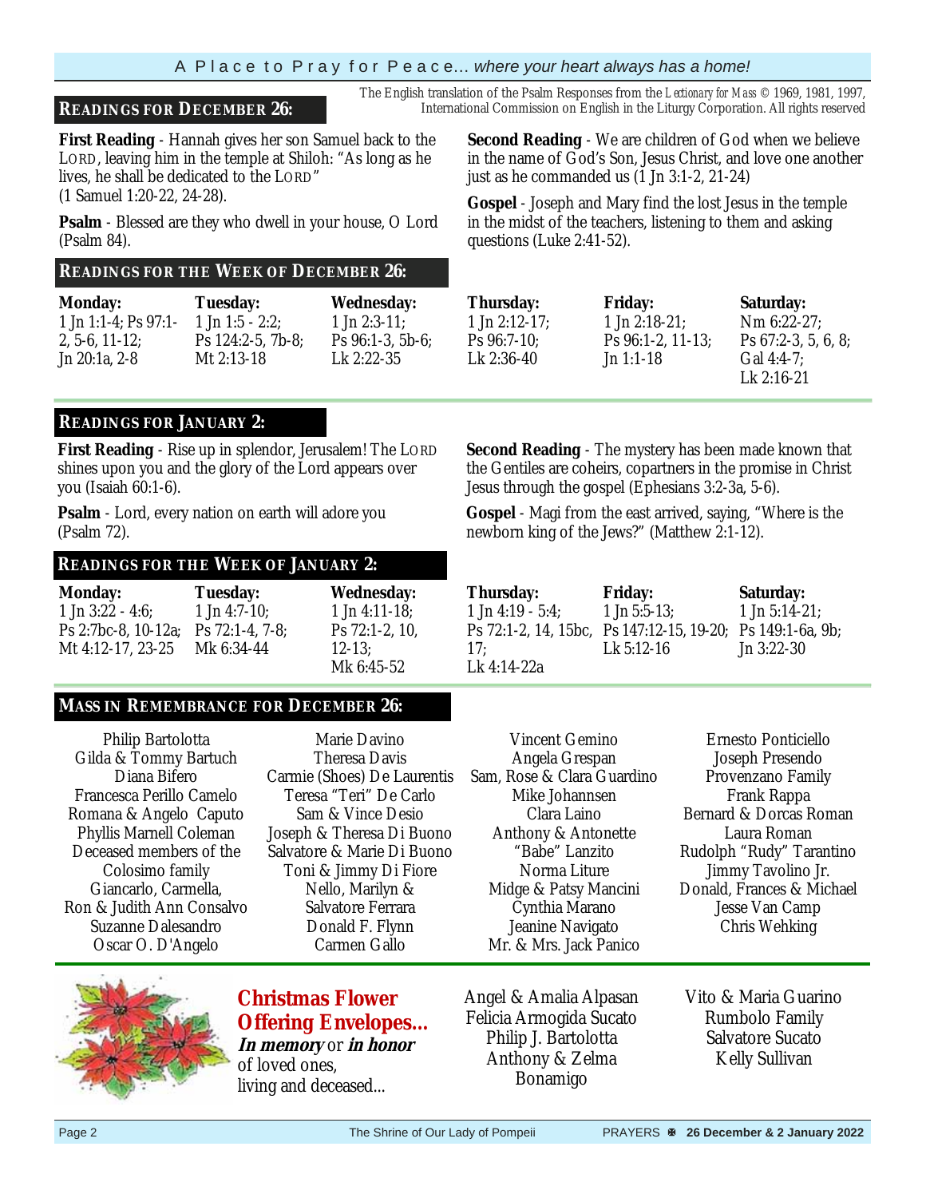A Place to Pray for Peace... *where your heart always has a home!*

The English translation of the Psalm Responses from the *Lectionary for Mass* © 1969, 1981, 1997, International Commission on English in the Liturgy Corporation. All rights reserved

## READINGS FOR DECEMBER 26:

**First Reading** - Hannah gives her son Samuel back to the LORD, leaving him in the temple at Shiloh: "As long as he lives, he shall be dedicated to the LORD" (1 Samuel 1:20-22, 24-28).

**Psalm** - Blessed are they who dwell in your house, O Lord (Psalm 84).

**Second Reading** - We are children of God when we believe in the name of God's Son, Jesus Christ, and love one another just as he commanded us (1 Jn 3:1-2, 21-24)

**Gospel** - Joseph and Mary find the lost Jesus in the temple in the midst of the teachers, listening to them and asking questions (Luke 2:41-52).

## READINGS FOR THE WEEK OF DECEMBER 26:

| Monday: | Tuesday: | Wednesday: | Thursday: | Friday: | Saturday: |
|---|---|---|---|---|---|
| 1 Jn 1:1-4; Ps 97:1-2, 5-6, 11-12; Jn 20:1a, 2-8 | 1 Jn 1:5 - 2:2; Ps 124:2-5, 7b-8; Mt 2:13-18 | 1 Jn 2:3-11; Ps 96:1-3, 5b-6; Lk 2:22-35 | 1 Jn 2:12-17; Ps 96:7-10; Lk 2:36-40 | 1 Jn 2:18-21; Ps 96:1-2, 11-13; Jn 1:1-18 | Nm 6:22-27; Ps 67:2-3, 5, 6, 8; Gal 4:4-7; Lk 2:16-21 |

## READINGS FOR JANUARY 2:

**First Reading** - Rise up in splendor, Jerusalem! The LORD shines upon you and the glory of the Lord appears over you (Isaiah 60:1-6).

**Psalm** - Lord, every nation on earth will adore you (Psalm 72).

**Second Reading** - The mystery has been made known that the Gentiles are coheirs, copartners in the promise in Christ Jesus through the gospel (Ephesians 3:2-3a, 5-6).

**Gospel** - Magi from the east arrived, saying, "Where is the newborn king of the Jews?" (Matthew 2:1-12).

## READINGS FOR THE WEEK OF JANUARY 2:

| Monday: | Tuesday: | Wednesday: | Thursday: | Friday: | Saturday: |
|---|---|---|---|---|---|
| 1 Jn 3:22 - 4:6; Ps 2:7bc-8, 10-12a; Mt 4:12-17, 23-25 | 1 Jn 4:7-10; Ps 72:1-4, 7-8; Mk 6:34-44 | 1 Jn 4:11-18; Ps 72:1-2, 10, 12-13; Mk 6:45-52 | 1 Jn 4:19 - 5:4; Ps 72:1-2, 14, 15bc, 17; Lk 4:14-22a | 1 Jn 5:5-13; Ps 147:12-15, 19-20; Lk 5:12-16 | 1 Jn 5:14-21; Ps 149:1-6a, 9b; Jn 3:22-30 |

## MASS IN REMEMBRANCE FOR DECEMBER 26:

Philip Bartolotta
Gilda & Tommy Bartuch
Diana Bifero
Francesca Perillo Camelo
Romana & Angelo Caputo
Phyllis Marnell Coleman
Deceased members of the Colosimo family
Giancarlo, Carmella, Ron & Judith Ann Consalvo
Suzanne Dalesandro
Oscar O. D'Angelo

Marie Davino
Theresa Davis
Carmie (Shoes) De Laurentis
Teresa "Teri" De Carlo
Sam & Vince Desio
Joseph & Theresa Di Buono
Salvatore & Marie Di Buono
Toni & Jimmy Di Fiore
Nello, Marilyn & Salvatore Ferrara
Donald F. Flynn
Carmen Gallo

Vincent Gemino
Angela Grespan
Sam, Rose & Clara Guardino
Mike Johannsen
Clara Laino
Anthony & Antonette "Babe" Lanzito
Norma Liture
Midge & Patsy Mancini
Cynthia Marano
Jeanine Navigato
Mr. & Mrs. Jack Panico

Ernesto Ponticiello
Joseph Presendo
Provenzano Family
Frank Rappa
Bernard & Dorcas Roman
Laura Roman
Rudolph "Rudy" Tarantino
Jimmy Tavolino Jr.
Donald, Frances & Michael
Jesse Van Camp
Chris Wehking

**Christmas Flower Offering Envelopes...**
***In memory*** or ***in honor*** of loved ones, living and deceased...

Angel & Amalia Alpasan
Felicia Armogida Sucato
Philip J. Bartolotta
Anthony & Zelma Bonamigo

Vito & Maria Guarino
Rumbolo Family
Salvatore Sucato
Kelly Sullivan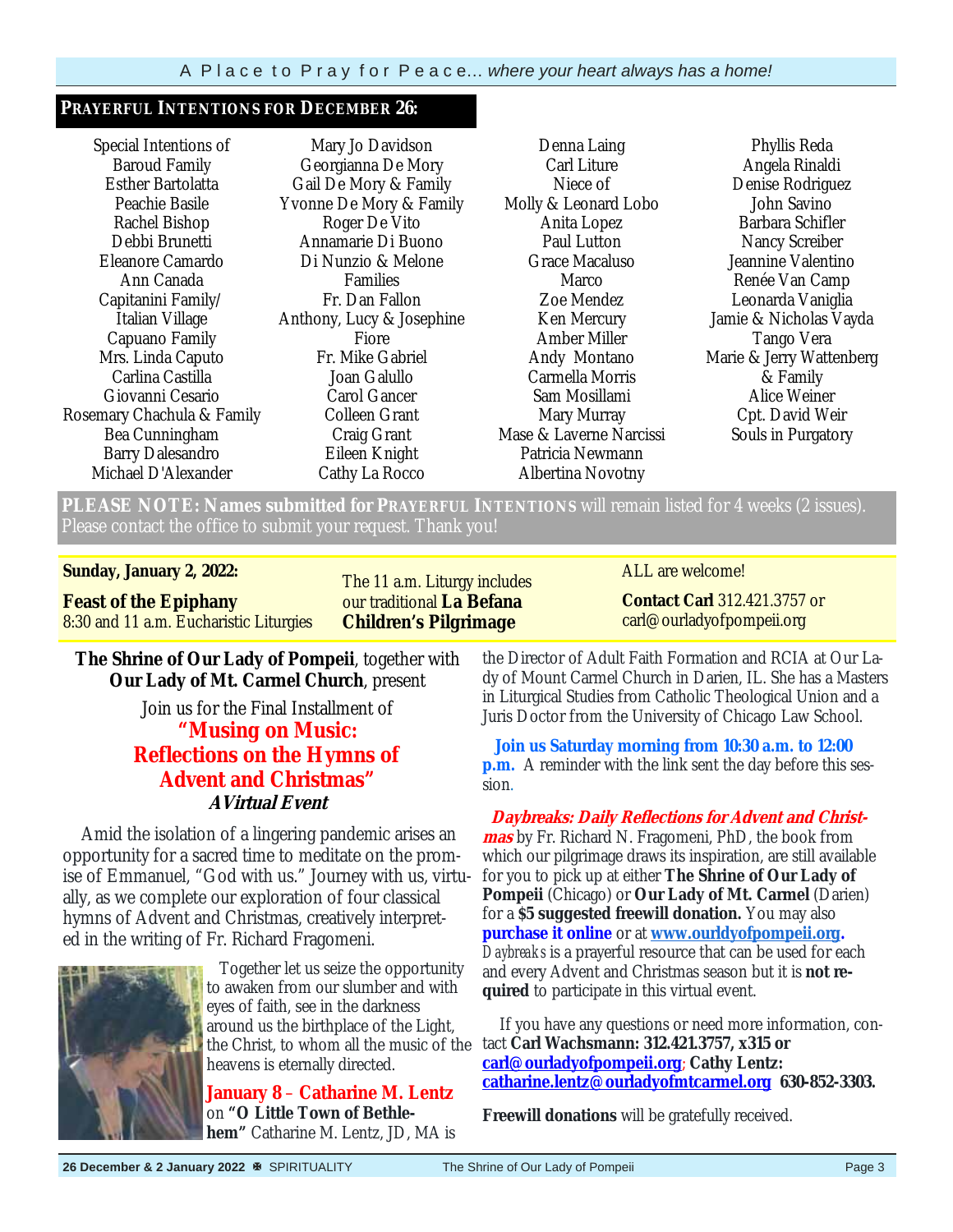## PRAYERFUL INTENTIONS FOR DECEMBER 26:

Special Intentions of
Baroud Family
Esther Bartolatta
Peachie Basile
Rachel Bishop
Debbi Brunetti
Eleanore Camardo
Ann Canada
Capitanini Family/
Italian Village
Capuano Family
Mrs. Linda Caputo
Carlina Castilla
Giovanni Cesario
Rosemary Chachula & Family
Bea Cunningham
Barry Dalesandro
Michael D'Alexander
Mary Jo Davidson
Georgianna De Mory
Gail De Mory & Family
Yvonne De Mory & Family
Roger De Vito
Annamarie Di Buono
Di Nunzio & Melone
Families
Fr. Dan Fallon
Anthony, Lucy & Josephine
Fiore
Fr. Mike Gabriel
Joan Galullo
Carol Gancer
Colleen Grant
Craig Grant
Eileen Knight
Cathy La Rocco
Denna Laing
Carl Liture
Niece of
Molly & Leonard Lobo
Anita Lopez
Paul Lutton
Grace Macaluso
Marco
Zoe Mendez
Ken Mercury
Amber Miller
Andy Montano
Carmella Morris
Sam Mosillami
Mary Murray
Mase & Laverne Narcissi
Patricia Newmann
Albertina Novotny
Phyllis Reda
Angela Rinaldi
Denise Rodriguez
John Savino
Barbara Schifler
Nancy Screiber
Jeannine Valentino
Renée Van Camp
Leonarda Vaniglia
Jamie & Nicholas Vayda
Tango Vera
Marie & Jerry Wattenberg
& Family
Alice Weiner
Cpt. David Weir
Souls in Purgatory

**PLEASE NOTE: Names submitted for PRAYERFUL INTENTIONS** will remain listed for 4 weeks (2 issues). Please contact the office to submit your request. Thank you!

**Sunday, January 2, 2022:**

**Feast of the Epiphany**
8:30 and 11 a.m. Eucharistic Liturgies

The 11 a.m. Liturgy includes our traditional **La Befana Children's Pilgrimage**

ALL are welcome!

**Contact Carl** 312.421.3757 or carl@ourladyofpompeii.org

**The Shrine of Our Lady of Pompeii**, together with **Our Lady of Mt. Carmel Church**, present

Join us for the Final Installment of

## "Musing on Music: Reflections on the Hymns of Advent and Christmas"

***A Virtual Event***

Amid the isolation of a lingering pandemic arises an opportunity for a sacred time to meditate on the promise of Emmanuel, "God with us." Journey with us, virtually, as we complete our exploration of four classical hymns of Advent and Christmas, creatively interpreted in the writing of Fr. Richard Fragomeni.

Together let us seize the opportunity to awaken from our slumber and with eyes of faith, see in the darkness around us the birthplace of the Light, the Christ, to whom all the music of the heavens is eternally directed.

**January 8 – Catharine M. Lentz** on **"O Little Town of Bethlehem"** Catharine M. Lentz, JD, MA is the Director of Adult Faith Formation and RCIA at Our Lady of Mount Carmel Church in Darien, IL. She has a Masters in Liturgical Studies from Catholic Theological Union and a Juris Doctor from the University of Chicago Law School.

**Join us Saturday morning from 10:30 a.m. to 12:00 p.m.** A reminder with the link sent the day before this session.

***Daybreaks: Daily Reflections for Advent and Christmas*** by Fr. Richard N. Fragomeni, PhD, the book from which our pilgrimage draws its inspiration, are still available for you to pick up at either **The Shrine of Our Lady of Pompeii** (Chicago) or **Our Lady of Mt. Carmel** (Darien) for a **$5 suggested freewill donation.** You may also **purchase it online** or at **www.ourldyofpompeii.org.** *Daybreaks* is a prayerful resource that can be used for each and every Advent and Christmas season but it is **not required** to participate in this virtual event.

If you have any questions or need more information, contact **Carl Wachsmann: 312.421.3757, x315 or carl@ourladyofpompeii.org**; **Cathy Lentz: catharine.lentz@ourladyofmtcarmel.org 630-852-3303.**

**Freewill donations** will be gratefully received.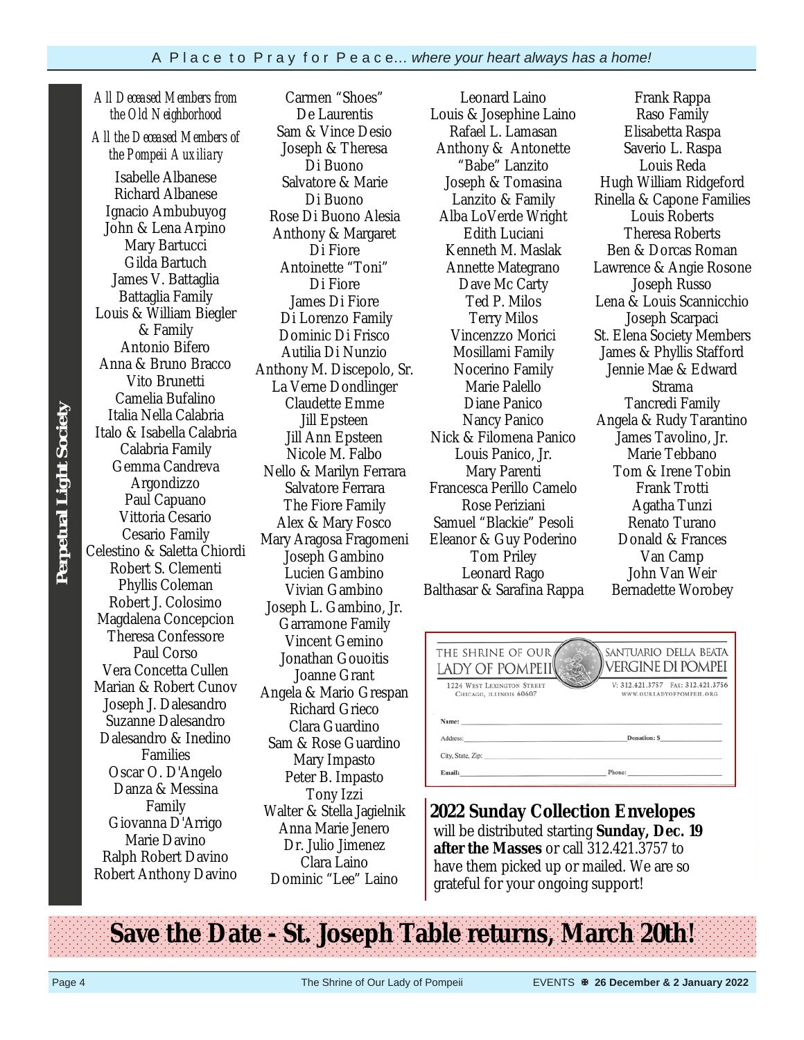## Perpetual Light Society

*All Deceased Members from the Old Neighborhood*

*All the Deceased Members of the Pompeii Auxiliary*

Isabelle Albanese
Richard Albanese
Ignacio Ambubuyog
John & Lena Arpino
Mary Bartucci
Gilda Bartuch
James V. Battaglia
Battaglia Family
Louis & William Biegler & Family
Antonio Bifero
Anna & Bruno Bracco
Vito Brunetti
Camelia Bufalino
Italia Nella Calabria
Italo & Isabella Calabria
Calabria Family
Gemma Candreva Argondizzo
Paul Capuano
Vittoria Cesario
Cesario Family
Celestino & Saletta Chiordi
Robert S. Clementi
Phyllis Coleman
Robert J. Colosimo
Magdalena Concepcion
Theresa Confessore
Paul Corso
Vera Concetta Cullen
Marian & Robert Cunov
Joseph J. Dalesandro
Suzanne Dalesandro
Dalesandro & Inedino Families
Oscar O. D'Angelo
Danza & Messina Family
Giovanna D'Arrigo
Marie Davino
Ralph Robert Davino
Robert Anthony Davino
Carmen "Shoes" De Laurentis
Sam & Vince Desio
Joseph & Theresa Di Buono
Salvatore & Marie Di Buono
Rose Di Buono Alesia
Anthony & Margaret Di Fiore
Antoinette "Toni" Di Fiore
James Di Fiore
Di Lorenzo Family
Dominic Di Frisco
Autilia Di Nunzio
Anthony M. Discepolo, Sr.
La Verne Dondlinger
Claudette Emme
Jill Epsteen
Jill Ann Epsteen
Nicole M. Falbo
Nello & Marilyn Ferrara
Salvatore Ferrara
The Fiore Family
Alex & Mary Fosco
Mary Aragosa Fragomeni
Joseph Gambino
Lucien Gambino
Vivian Gambino
Joseph L. Gambino, Jr.
Garramone Family
Vincent Gemino
Jonathan Gouoitis
Joanne Grant
Angela & Mario Grespan
Richard Grieco
Clara Guardino
Sam & Rose Guardino
Mary Impasto
Peter B. Impasto
Tony Izzi
Walter & Stella Jagielnik
Anna Marie Jenero
Dr. Julio Jimenez
Clara Laino
Dominic "Lee" Laino
Leonard Laino
Louis & Josephine Laino
Rafael L. Lamasan
Anthony & Antonette "Babe" Lanzito
Joseph & Tomasina Lanzito & Family
Alba LoVerde Wright
Edith Luciani
Kenneth M. Maslak
Annette Mategrano
Dave Mc Carty
Ted P. Milos
Terry Milos
Vincenzo Morici
Mosillami Family
Nocerino Family
Marie Palello
Diane Panico
Nancy Panico
Nick & Filomena Panico
Louis Panico, Jr.
Mary Parenti
Francesca Perillo Camelo
Rose Periziani
Samuel "Blackie" Pesoli
Eleanor & Guy Poderino
Tom Priley
Leonard Rago
Balthasar & Sarafina Rappa
Frank Rappa
Raso Family
Elisabetta Raspa
Saverio L. Raspa
Louis Reda
Hugh William Ridgeford
Rinella & Capone Families
Louis Roberts
Theresa Roberts
Ben & Dorcas Roman
Lawrence & Angie Rosone
Joseph Russo
Lena & Louis Scannicchio
Joseph Scarpaci
St. Elena Society Members
James & Phyllis Stafford
Jennie Mae & Edward Strama
Tancredi Family
Angela & Rudy Tarantino
James Tavolino, Jr.
Marie Tebbano
Tom & Irene Tobin
Frank Trotti
Agatha Tunzi
Renato Turano
Donald & Frances Van Camp
John Van Weir
Bernadette Worobey

THE SHRINE OF OUR LADY OF POMPEII — SANTUARIO DELLA BEATA VERGINE DI POMPEI
1224 West Lexington Street, Chicago, Illinois 60607
V: 312.421.3757 Fax: 312.421.3756
www.ourladyofpompeii.org

Name: ______________________
Address: ______________________ Donation: $________
City, State, Zip: ______________________
Email: ______________________ Phone: ______________

**2022 Sunday Collection Envelopes** will be distributed starting **Sunday, Dec. 19 after the Masses** or call 312.421.3757 to have them picked up or mailed. We are so grateful for your ongoing support!

## Save the Date - St. Joseph Table returns, March 20th!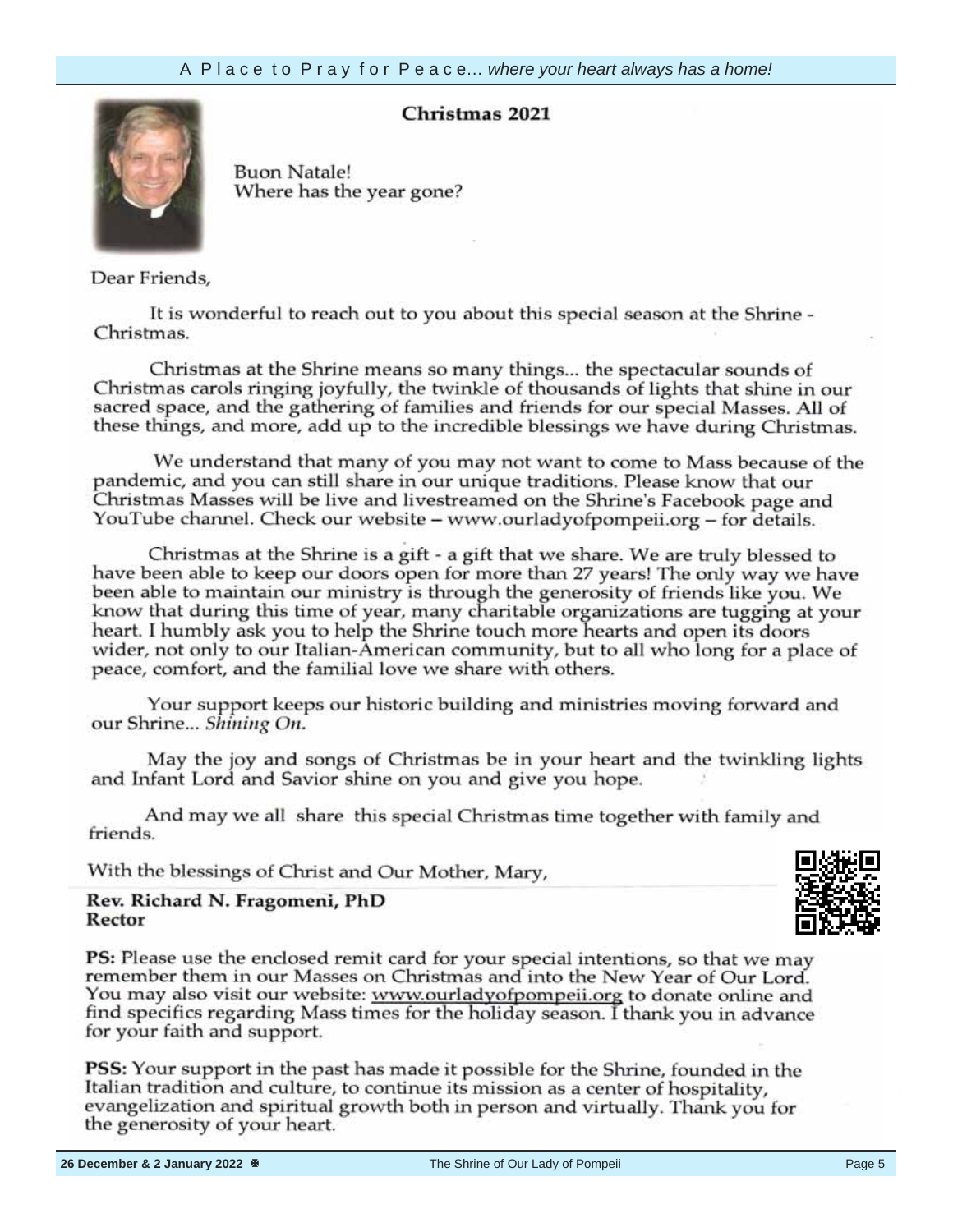## Christmas 2021

Buon Natale!
Where has the year gone?

Dear Friends,

It is wonderful to reach out to you about this special season at the Shrine - Christmas.

Christmas at the Shrine means so many things... the spectacular sounds of Christmas carols ringing joyfully, the twinkle of thousands of lights that shine in our sacred space, and the gathering of families and friends for our special Masses. All of these things, and more, add up to the incredible blessings we have during Christmas.

We understand that many of you may not want to come to Mass because of the pandemic, and you can still share in our unique traditions. Please know that our Christmas Masses will be live and livestreamed on the Shrine's Facebook page and YouTube channel. Check our website – www.ourladyofpompeii.org – for details.

Christmas at the Shrine is a gift - a gift that we share. We are truly blessed to have been able to keep our doors open for more than 27 years! The only way we have been able to maintain our ministry is through the generosity of friends like you. We know that during this time of year, many charitable organizations are tugging at your heart. I humbly ask you to help the Shrine touch more hearts and open its doors wider, not only to our Italian-American community, but to all who long for a place of peace, comfort, and the familial love we share with others.

Your support keeps our historic building and ministries moving forward and our Shrine... *Shining On.*

May the joy and songs of Christmas be in your heart and the twinkling lights and Infant Lord and Savior shine on you and give you hope.

And may we all share this special Christmas time together with family and friends.

With the blessings of Christ and Our Mother, Mary,

**Rev. Richard N. Fragomeni, PhD**
**Rector**

**PS:** Please use the enclosed remit card for your special intentions, so that we may remember them in our Masses on Christmas and into the New Year of Our Lord. You may also visit our website: www.ourladyofpompeii.org to donate online and find specifics regarding Mass times for the holiday season. I thank you in advance for your faith and support.

**PSS:** Your support in the past has made it possible for the Shrine, founded in the Italian tradition and culture, to continue its mission as a center of hospitality, evangelization and spiritual growth both in person and virtually. Thank you for the generosity of your heart.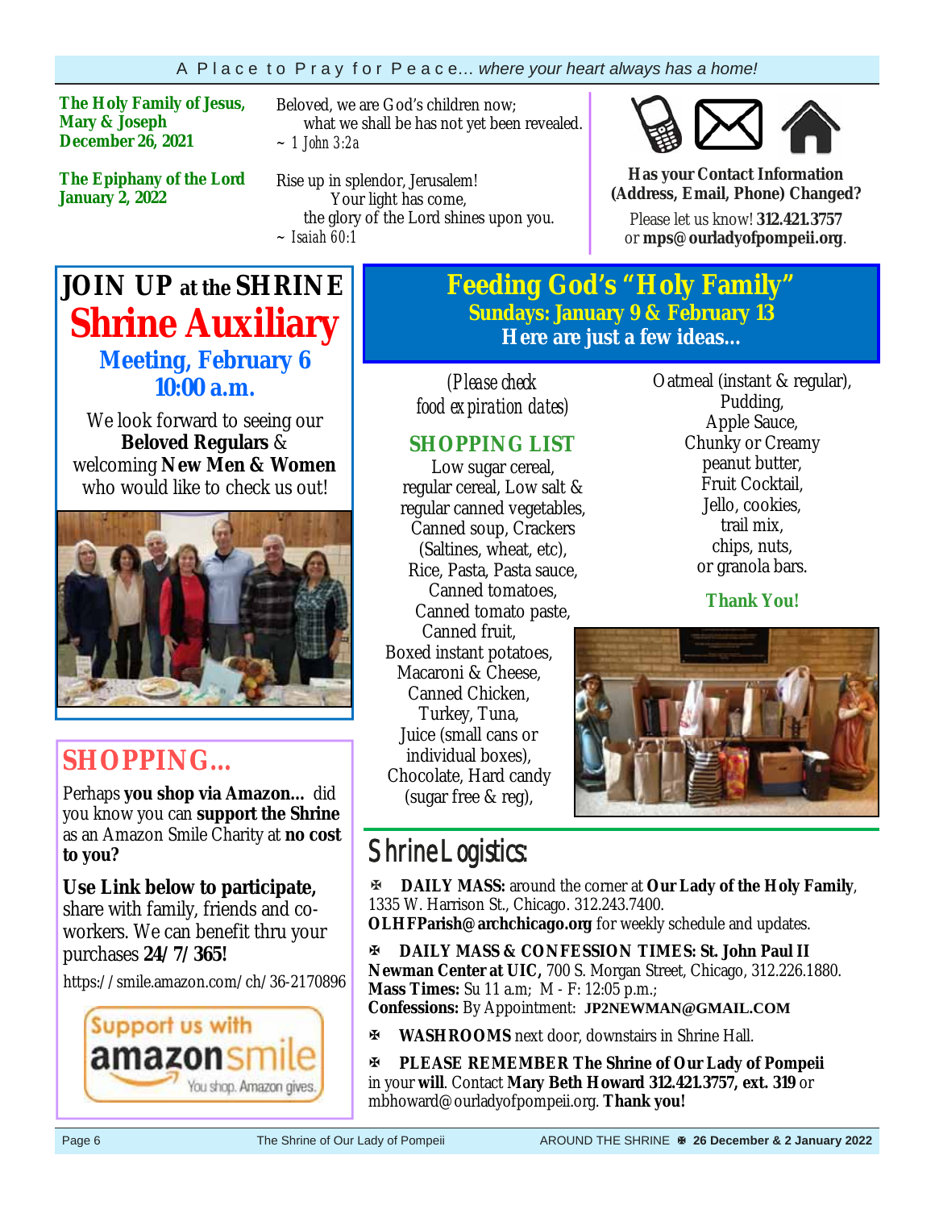A Place to Pray for Peace... *where your heart always has a home!*

**The Holy Family of Jesus, Mary & Joseph**
**December 26, 2021**

Beloved, we are God's children now;
what we shall be has not yet been revealed.
~ *1 John 3:2a*

**The Epiphany of the Lord**
**January 2, 2022**

Rise up in splendor, Jerusalem!
Your light has come,
the glory of the Lord shines upon you.
~ *Isaiah 60:1*

**Has your Contact Information (Address, Email, Phone) Changed?**

Please let us know! **312.421.3757** or **mps@ourladyofpompeii.org**.

## JOIN UP at the SHRINE

# Shrine Auxiliary

### Meeting, February 6
### 10:00 a.m.

We look forward to seeing our **Beloved Regulars** & welcoming **New Men & Women** who would like to check us out!

## SHOPPING...

Perhaps **you shop via Amazon...** did you know you can **support the Shrine** as an Amazon Smile Charity at **no cost to you?**

**Use Link below to participate,** share with family, friends and co-workers. We can benefit thru your purchases **24/7/365!**

https://smile.amazon.com/ch/36-2170896

Support us with amazonsmile
You shop. Amazon gives.

## Feeding God's "Holy Family"

### Sundays: January 9 & February 13

### Here are just a few ideas...

*(Please check food expiration dates)*

**SHOPPING LIST**

Low sugar cereal, regular cereal, Low salt & regular canned vegetables, Canned soup, Crackers (Saltines, wheat, etc), Rice, Pasta, Pasta sauce, Canned tomatoes, Canned tomato paste, Canned fruit, Boxed instant potatoes, Macaroni & Cheese, Canned Chicken, Turkey, Tuna, Juice (small cans or individual boxes), Chocolate, Hard candy (sugar free & reg), Oatmeal (instant & regular), Pudding, Apple Sauce, Chunky or Creamy peanut butter, Fruit Cocktail, Jello, cookies, trail mix, chips, nuts, or granola bars.

**Thank You!**

## Shrine Logistics:

✠ **DAILY MASS:** around the corner at **Our Lady of the Holy Family**, 1335 W. Harrison St., Chicago. 312.243.7400. **OLHFParish@archchicago.org** for weekly schedule and updates.

✠ **DAILY MASS & CONFESSION TIMES: St. John Paul II Newman Center at UIC,** 700 S. Morgan Street, Chicago, 312.226.1880. **Mass Times:** Su 11 a.m; M - F: 12:05 p.m.; **Confessions:** By Appointment: **JP2NEWMAN@GMAIL.COM**

✠ **WASHROOMS** next door, downstairs in Shrine Hall.

✠ **PLEASE REMEMBER The Shrine of Our Lady of Pompeii** in your **will**. Contact **Mary Beth Howard 312.421.3757, ext. 319** or mbhoward@ourladyofpompeii.org. **Thank you!**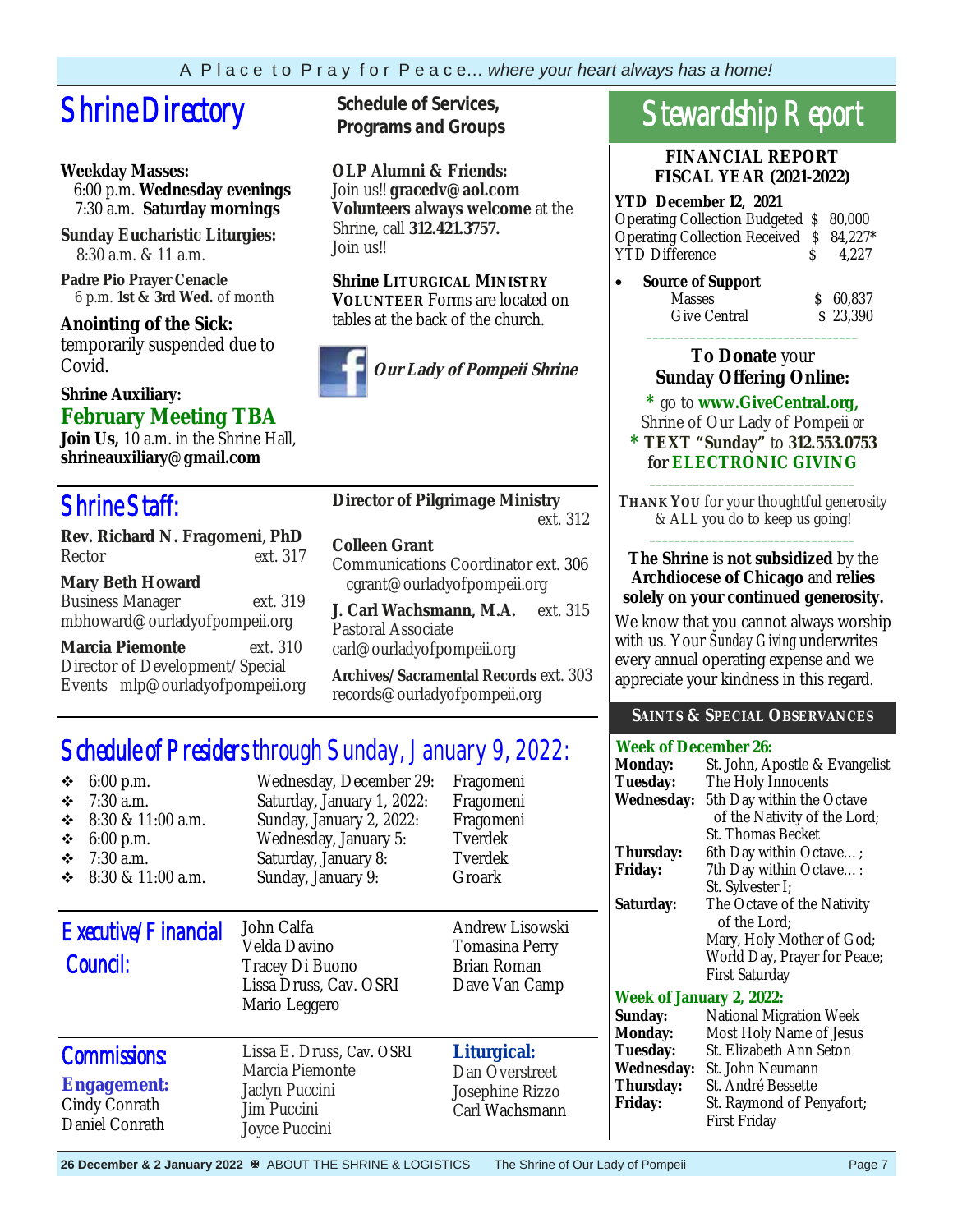## Shrine Directory

**Weekday Masses:**
6:00 p.m. **Wednesday evenings**
7:30 a.m. **Saturday mornings**

**Sunday Eucharistic Liturgies:**
8:30 a.m. & 11 a.m.

**Padre Pio Prayer Cenacle**
6 p.m. **1st & 3rd Wed.** of month

**Anointing of the Sick:**
temporarily suspended due to Covid.

**Shrine Auxiliary:**
**February Meeting TBA**
**Join Us,** 10 a.m. in the Shrine Hall,
**shrineauxiliary@gmail.com**

### Schedule of Services, Programs and Groups

**OLP Alumni & Friends:**
Join us!! **gracedv@aol.com**
**Volunteers always welcome** at the Shrine, call **312.421.3757.**
Join us!!

**Shrine LITURGICAL MINISTRY VOLUNTEER** Forms are located on tables at the back of the church.

***Our Lady of Pompeii Shrine***

## Shrine Staff:

**Rev. Richard N. Fragomeni**, PhD
Rector ext. 317

**Mary Beth Howard**
Business Manager ext. 319
mbhoward@ourladyofpompeii.org

**Marcia Piemonte** ext. 310
Director of Development/Special Events mlp@ourladyofpompeii.org

**Director of Pilgrimage Ministry**
ext. 312

**Colleen Grant**
Communications Coordinator ext. 306
cgrant@ourladyofpompeii.org

**J. Carl Wachsmann, M.A.** ext. 315
Pastoral Associate
carl@ourladyofpompeii.org

**Archives/Sacramental Records** ext. 303
records@ourladyofpompeii.org

## Schedule of Presiders through Sunday, January 9, 2022:

- 6:00 p.m. — Wednesday, December 29: Fragomeni
- 7:30 a.m. — Saturday, January 1, 2022: Fragomeni
- 8:30 & 11:00 a.m. — Sunday, January 2, 2022: Fragomeni
- 6:00 p.m. — Wednesday, January 5: Tverdek
- 7:30 a.m. — Saturday, January 8: Tverdek
- 8:30 & 11:00 a.m. — Sunday, January 9: Groark

## Executive/Financial Council:

John Calfa
Velda Davino
Tracey Di Buono
Lissa Druss, Cav. OSRI
Mario Leggero
Andrew Lisowski
Tomasina Perry
Brian Roman
Dave Van Camp

## Commissions:

**Engagement:**
Cindy Conrath
Daniel Conrath
Lissa E. Druss, Cav. OSRI
Marcia Piemonte
Jaclyn Puccini
Jim Puccini
Joyce Puccini

**Liturgical:**
Dan Overstreet
Josephine Rizzo
Carl Wachsmann

## Stewardship Report

**FINANCIAL REPORT**
**FISCAL YEAR (2021-2022)**

**YTD December 12, 2021**

| | |
|---|---|
| Operating Collection Budgeted | $ 80,000 |
| Operating Collection Received | $ 84,227* |
| YTD Difference | $ 4,227 |

- **Source of Support**

| | |
|---|---|
| Masses | $ 60,837 |
| Give Central | $ 23,390 |

**To Donate** your **Sunday Offering Online:**

\* go to **www.GiveCentral.org,** Shrine of Our Lady of Pompeii or
\* **TEXT "Sunday"** to **312.553.0753** for **ELECTRONIC GIVING**

**THANK YOU** for your thoughtful generosity & ALL you do to keep us going!

**The Shrine** is **not subsidized** by the **Archdiocese of Chicago** and **relies solely on your continued generosity.**

We know that you cannot always worship with us. Your *Sunday Giving* underwrites every annual operating expense and we appreciate your kindness in this regard.

### SAINTS & SPECIAL OBSERVANCES

**Week of December 26:**
**Monday:** St. John, Apostle & Evangelist
**Tuesday:** The Holy Innocents
**Wednesday:** 5th Day within the Octave of the Nativity of the Lord; St. Thomas Becket
**Thursday:** 6th Day within Octave…;
**Friday:** 7th Day within Octave…: St. Sylvester I;
**Saturday:** The Octave of the Nativity of the Lord; Mary, Holy Mother of God; World Day, Prayer for Peace; First Saturday

**Week of January 2, 2022:**
**Sunday:** National Migration Week
**Monday:** Most Holy Name of Jesus
**Tuesday:** St. Elizabeth Ann Seton
**Wednesday:** St. John Neumann
**Thursday:** St. André Bessette
**Friday:** St. Raymond of Penyafort; First Friday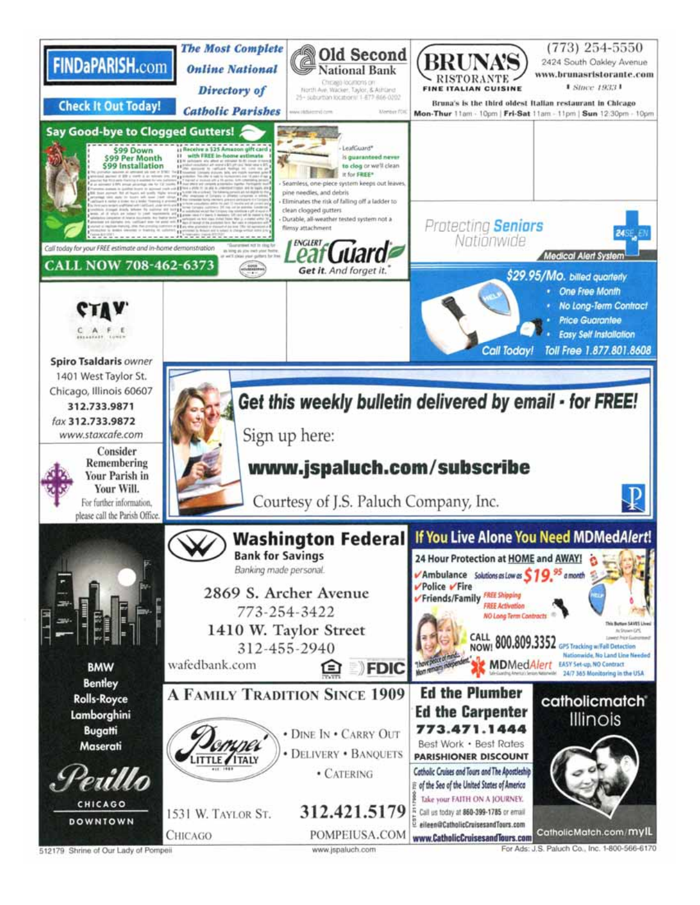**FINDaPARISH.com**

**Check It Out Today!**

*The Most Complete Online National Directory of Catholic Parishes*

**Old Second National Bank**

Chicago locations on North Ave, Wacker, Taylor, & Ashland
25+ suburban locations! 1-877-866-0202

www.oldsecond.com Member FDIC

**BRUNA'S RISTORANTE**
FINE ITALIAN CUISINE

(773) 254-5550
2424 South Oakley Avenue
www.brunasristorante.com
*Since 1933*

Bruna's is the third oldest Italian restaurant in Chicago

**Mon-Thur** 11am - 10pm | **Fri-Sat** 11am - 11pm | **Sun** 12:30pm - 10pm

**Say Good-bye to Clogged Gutters!**

$99 Down
$99 Per Month
$99 Installation

Receive a $25 Amazon gift card with FREE in-home estimate

Call today for your FREE estimate and in-home demonstration

**CALL NOW 708-462-6373**

- LeafGuard® is guaranteed never to clog or we'll clean it for FREE*
- Seamless, one-piece system keeps out leaves, pine needles, and debris
- Eliminates the risk of falling off a ladder to clean clogged gutters
- Durable, all-weather tested system not a flimsy attachment

*Guaranteed not to clog for as long as you own your home, or we'll clean your gutters for free

ENGLERT LeafGuard
*Get it. And forget it.*

Protecting **Seniors** Nationwide

24SEVEN

Medical Alert System

*$29.95/Mo. billed quarterly*

- One Free Month
- No Long-Term Contract
- Price Guarantee
- Easy Self Installation

Call Today! Toll Free 1.877.801.8608

**STAX CAFE**
BREAKFAST · LUNCH

**Spiro Tsaldaris** *owner*
1401 West Taylor St.
Chicago, Illinois 60607
**312.733.9871**
*fax* **312.733.9872**
*www.staxcafe.com*

**Consider Remembering Your Parish in Your Will.**
For further information, please call the Parish Office.

**Get this weekly bulletin delivered by email - for FREE!**

Sign up here:

**www.jspaluch.com/subscribe**

Courtesy of J.S. Paluch Company, Inc.

**BMW**
**Bentley**
**Rolls-Royce**
**Lamborghini**
**Bugatti**
**Maserati**

*Perillo*
CHICAGO
DOWNTOWN

**Washington Federal**
**Bank for Savings**
*Banking made personal.*

2869 S. Archer Avenue
773-254-3422
1410 W. Taylor Street
312-455-2940

wafedbank.com FDIC

**If You Live Alone You Need MDMedAlert!**

24 Hour Protection at HOME and AWAY!

- ✓Ambulance Solutions as Low as $19.95 a month
- ✓Police ✓Fire
- ✓Friends/Family

FREE Shipping
FREE Activation
NO Long Term Contracts

CALL NOW! 800.809.3352

GPS Tracking w/Fall Detection
Nationwide, No Land Line Needed
EASY Set-up, NO Contract
24/7 365 Monitoring in the USA

This Button SAVES Lives!

"I have peace of mind... Mom remains independent."

MDMedAlert

**A FAMILY TRADITION SINCE 1909**

Pompei LITTLE ITALY

- DINE IN • CARRY OUT
- DELIVERY • BANQUETS
- CATERING

1531 W. TAYLOR ST.
CHICAGO

312.421.5179
POMPEIUSA.COM

**Ed the Plumber**
**Ed the Carpenter**
**773.471.1444**
Best Work • Best Rates
**PARISHIONER DISCOUNT**

*Catholic Cruises and Tours and The Apostleship of the Sea of the United States of America*
Take your FAITH ON A JOURNEY.
Call us today at 860-399-1785 or email eileen@CatholicCruisesandTours.com
www.CatholicCruisesandTours.com

catholicmatch Illinois
CatholicMatch.com/myIL

512179 Shrine of Our Lady of Pompeii

www.jspaluch.com

For Ads: J.S. Paluch Co., Inc. 1-800-566-6170